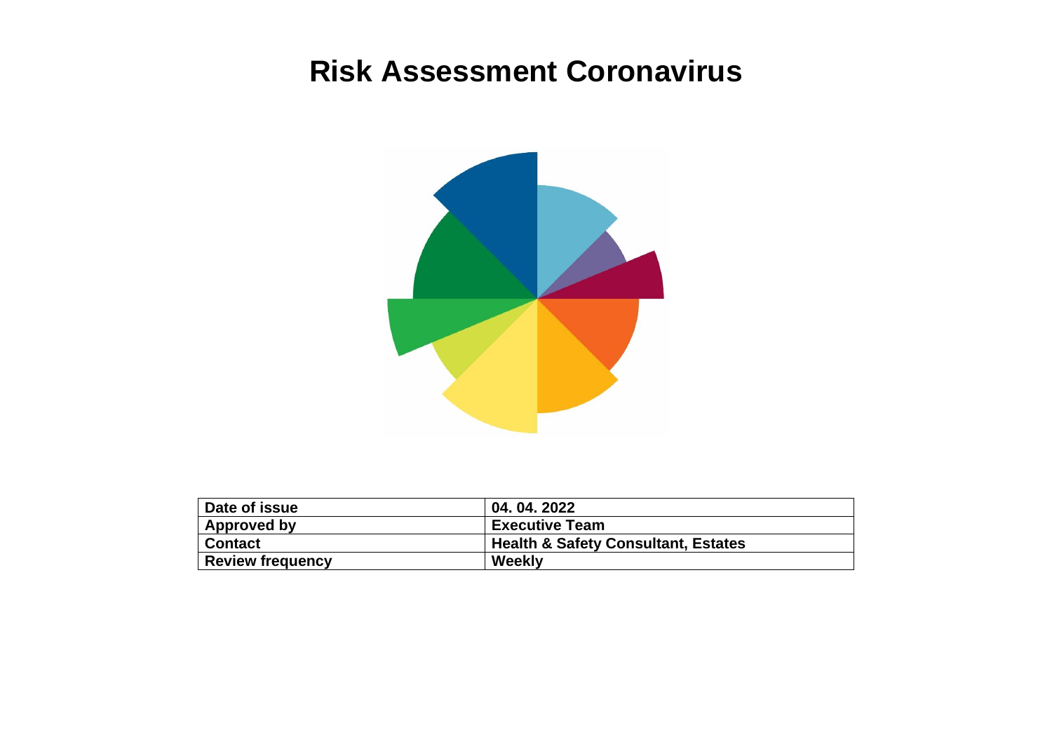# Risk Assessment Coronavirus

| Date of issue | 04. 04. 2022 |
| --- | --- |
| Approved by | Executive Team |
| Contact | Health & Safety Consultant, Estates |
| Review frequency | Weekly |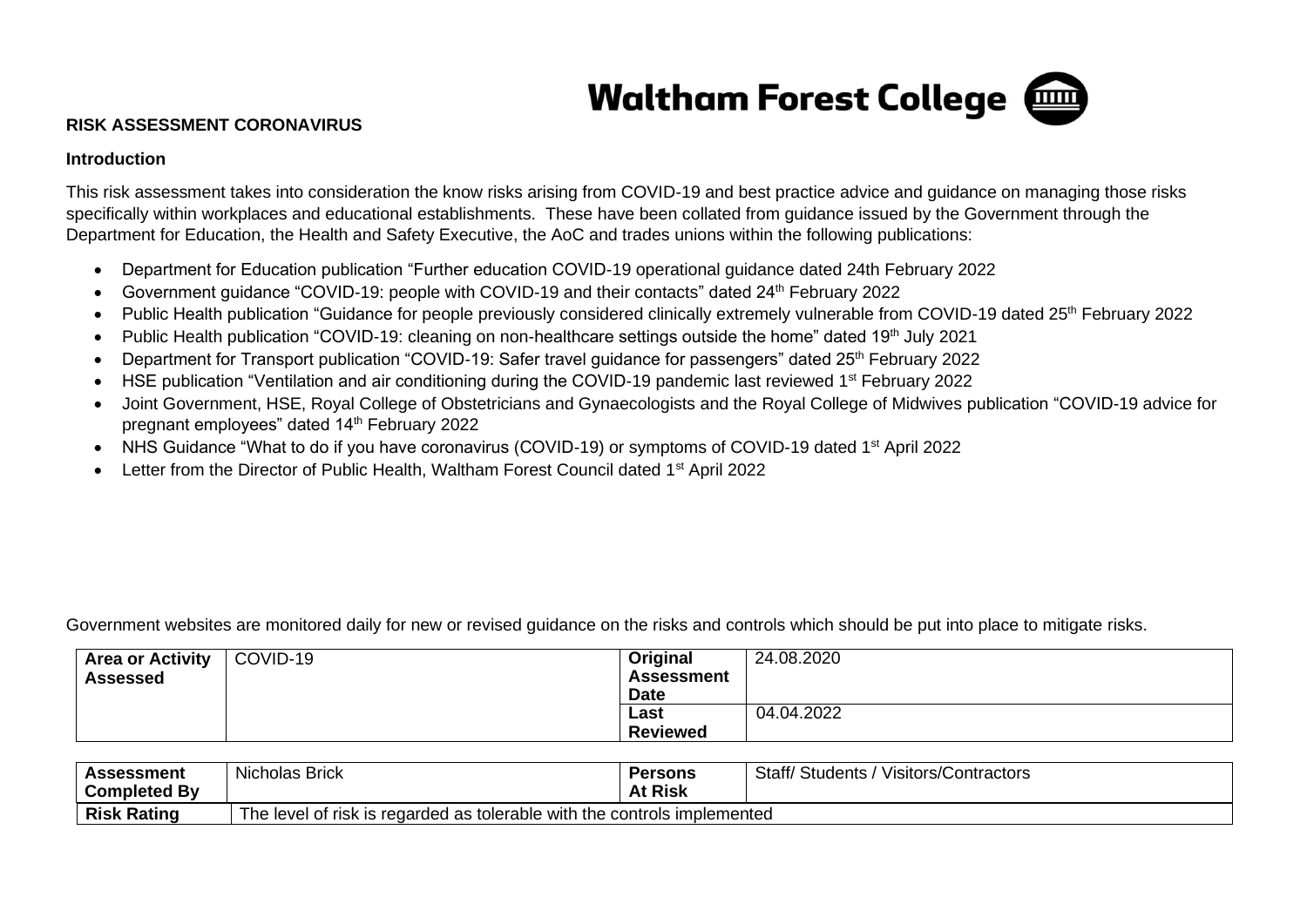**RISK ASSESSMENT CORONAVIRUS**

**Introduction**

This risk assessment takes into consideration the know risks arising from COVID-19 and best practice advice and guidance on managing those risks specifically within workplaces and educational establishments. These have been collated from guidance issued by the Government through the Department for Education, the Health and Safety Executive, the AoC and trades unions within the following publications:

- Department for Education publication "Further education COVID-19 operational guidance dated 24th February 2022
- Government guidance "COVID-19: people with COVID-19 and their contacts" dated 24th February 2022
- Public Health publication "Guidance for people previously considered clinically extremely vulnerable from COVID-19 dated 25th February 2022
- Public Health publication "COVID-19: cleaning on non-healthcare settings outside the home" dated 19th July 2021
- Department for Transport publication "COVID-19: Safer travel guidance for passengers" dated 25th February 2022
- HSE publication "Ventilation and air conditioning during the COVID-19 pandemic last reviewed 1st February 2022
- Joint Government, HSE, Royal College of Obstetricians and Gynaecologists and the Royal College of Midwives publication "COVID-19 advice for pregnant employees" dated 14th February 2022
- NHS Guidance "What to do if you have coronavirus (COVID-19) or symptoms of COVID-19 dated 1st April 2022
- Letter from the Director of Public Health, Waltham Forest Council dated 1st April 2022

Government websites are monitored daily for new or revised guidance on the risks and controls which should be put into place to mitigate risks.

| **Area or Activity Assessed** | COVID-19 | **Original Assessment Date** | 24.08.2020 |
|---|---|---|---|
| | | **Last Reviewed** | 04.04.2022 |

| **Assessment Completed By** | Nicholas Brick | **Persons At Risk** | Staff/ Students / Visitors/Contractors |
|---|---|---|---|
| **Risk Rating** | The level of risk is regarded as tolerable with the controls implemented | | |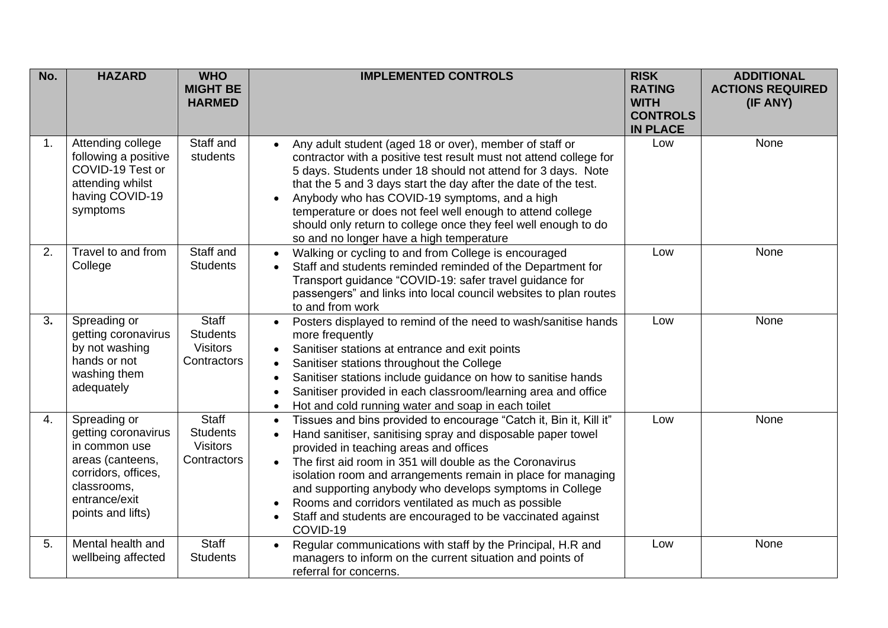| No. | HAZARD | WHO MIGHT BE HARMED | IMPLEMENTED CONTROLS | RISK RATING WITH CONTROLS IN PLACE | ADDITIONAL ACTIONS REQUIRED (IF ANY) |
|---|---|---|---|---|---|
| 1. | Attending college following a positive COVID-19 Test or attending whilst having COVID-19 symptoms | Staff and students | • Any adult student (aged 18 or over), member of staff or contractor with a positive test result must not attend college for 5 days. Students under 18 should not attend for 3 days. Note that the 5 and 3 days start the day after the date of the test.<br>• Anybody who has COVID-19 symptoms, and a high temperature or does not feel well enough to attend college should only return to college once they feel well enough to do so and no longer have a high temperature | Low | None |
| 2. | Travel to and from College | Staff and Students | • Walking or cycling to and from College is encouraged<br>• Staff and students reminded reminded of the Department for Transport guidance "COVID-19: safer travel guidance for passengers" and links into local council websites to plan routes to and from work | Low | None |
| 3. | Spreading or getting coronavirus by not washing hands or not washing them adequately | Staff<br>Students<br>Visitors<br>Contractors | • Posters displayed to remind of the need to wash/sanitise hands more frequently<br>• Sanitiser stations at entrance and exit points<br>• Sanitiser stations throughout the College<br>• Sanitiser stations include guidance on how to sanitise hands<br>• Sanitiser provided in each classroom/learning area and office<br>• Hot and cold running water and soap in each toilet | Low | None |
| 4. | Spreading or getting coronavirus in common use areas (canteens, corridors, offices, classrooms, entrance/exit points and lifts) | Staff<br>Students<br>Visitors<br>Contractors | • Tissues and bins provided to encourage "Catch it, Bin it, Kill it"<br>• Hand sanitiser, sanitising spray and disposable paper towel provided in teaching areas and offices<br>• The first aid room in 351 will double as the Coronavirus isolation room and arrangements remain in place for managing and supporting anybody who develops symptoms in College<br>• Rooms and corridors ventilated as much as possible<br>• Staff and students are encouraged to be vaccinated against COVID-19 | Low | None |
| 5. | Mental health and wellbeing affected | Staff<br>Students | • Regular communications with staff by the Principal, H.R and managers to inform on the current situation and points of referral for concerns. | Low | None |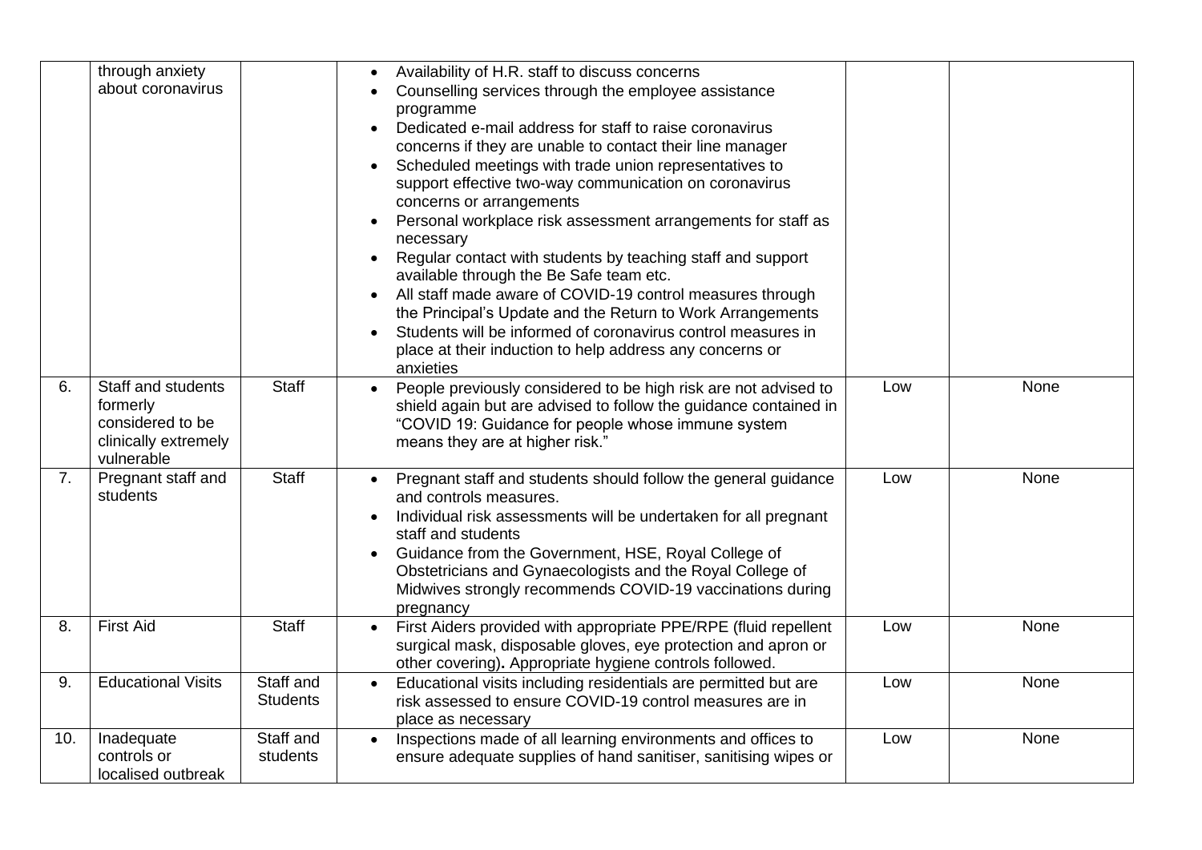| | | | | | |
|---|---|---|---|---|---|
| | through anxiety about coronavirus | | • Availability of H.R. staff to discuss concerns<br>• Counselling services through the employee assistance programme<br>• Dedicated e-mail address for staff to raise coronavirus concerns if they are unable to contact their line manager<br>• Scheduled meetings with trade union representatives to support effective two-way communication on coronavirus concerns or arrangements<br>• Personal workplace risk assessment arrangements for staff as necessary<br>• Regular contact with students by teaching staff and support available through the Be Safe team etc.<br>• All staff made aware of COVID-19 control measures through the Principal's Update and the Return to Work Arrangements<br>• Students will be informed of coronavirus control measures in place at their induction to help address any concerns or anxieties | | |
| 6. | Staff and students formerly considered to be clinically extremely vulnerable | Staff | • People previously considered to be high risk are not advised to shield again but are advised to follow the guidance contained in "COVID 19: Guidance for people whose immune system means they are at higher risk." | Low | None |
| 7. | Pregnant staff and students | Staff | • Pregnant staff and students should follow the general guidance and controls measures.<br>• Individual risk assessments will be undertaken for all pregnant staff and students<br>• Guidance from the Government, HSE, Royal College of Obstetricians and Gynaecologists and the Royal College of Midwives strongly recommends COVID-19 vaccinations during pregnancy | Low | None |
| 8. | First Aid | Staff | • First Aiders provided with appropriate PPE/RPE (fluid repellent surgical mask, disposable gloves, eye protection and apron or other covering)**.** Appropriate hygiene controls followed. | Low | None |
| 9. | Educational Visits | Staff and Students | • Educational visits including residentials are permitted but are risk assessed to ensure COVID-19 control measures are in place as necessary | Low | None |
| 10. | Inadequate controls or localised outbreak | Staff and students | • Inspections made of all learning environments and offices to ensure adequate supplies of hand sanitiser, sanitising wipes or | Low | None |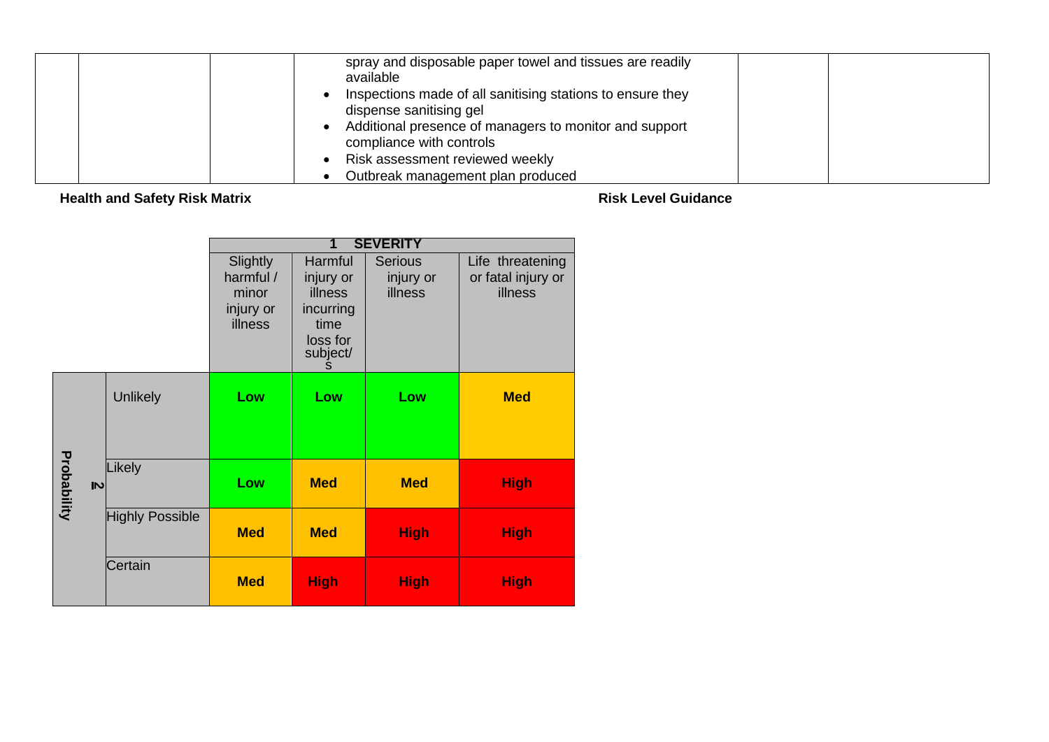| | | | | | |
|---|---|---|---|---|---|
| | | | spray and disposable paper towel and tissues are readily available<br>• Inspections made of all sanitising stations to ensure they dispense sanitising gel<br>• Additional presence of managers to monitor and support compliance with controls<br>• Risk assessment reviewed weekly<br>• Outbreak management plan produced | | |

**Health and Safety Risk Matrix**

**Risk Level Guidance**

| | | 1 SEVERITY | | | |
|---|---|---|---|---|---|
| | | Slightly harmful / minor injury or illness | Harmful injury or illness incurring time loss for subject/s | Serious injury or illness | Life threatening or fatal injury or illness |
| **2 Probability** | Unlikely | **Low** | **Low** | **Low** | **Med** |
| | Likely | **Low** | **Med** | **Med** | **High** |
| | Highly Possible | **Med** | **Med** | **High** | **High** |
| | Certain | **Med** | **High** | **High** | **High** |